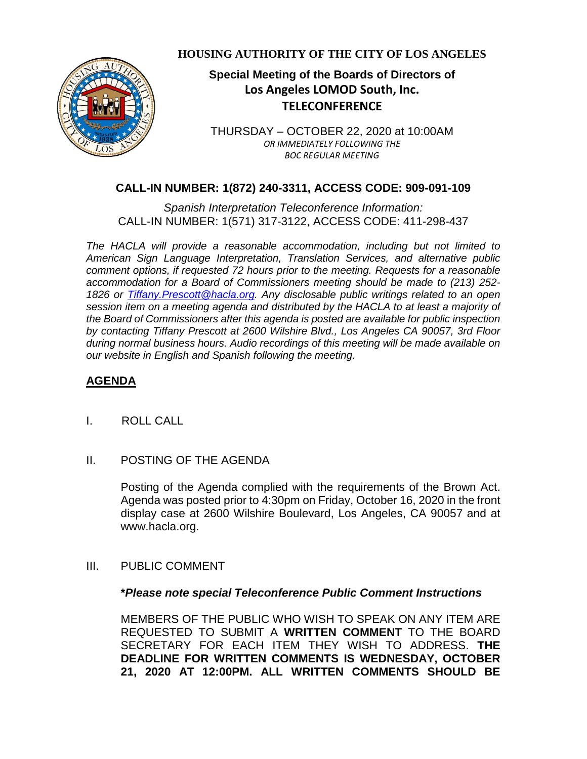**HOUSING AUTHORITY OF THE CITY OF LOS ANGELES**

# Special Meeting of the Boards of Directors of Los Angeles LOMOD South, Inc.

## TELECONFERENCE

THURSDAY – OCTOBER 22, 2020 at 10:00AM
*OR IMMEDIATELY FOLLOWING THE BOC REGULAR MEETING*

**CALL-IN NUMBER: 1(872) 240-3311, ACCESS CODE: 909-091-109**

*Spanish Interpretation Teleconference Information:*
CALL-IN NUMBER: 1(571) 317-3122, ACCESS CODE: 411-298-437

*The HACLA will provide a reasonable accommodation, including but not limited to American Sign Language Interpretation, Translation Services, and alternative public comment options, if requested 72 hours prior to the meeting. Requests for a reasonable accommodation for a Board of Commissioners meeting should be made to (213) 252-1826 or Tiffany.Prescott@hacla.org. Any disclosable public writings related to an open session item on a meeting agenda and distributed by the HACLA to at least a majority of the Board of Commissioners after this agenda is posted are available for public inspection by contacting Tiffany Prescott at 2600 Wilshire Blvd., Los Angeles CA 90057, 3rd Floor during normal business hours. Audio recordings of this meeting will be made available on our website in English and Spanish following the meeting.*

## AGENDA

I. ROLL CALL

II. POSTING OF THE AGENDA

Posting of the Agenda complied with the requirements of the Brown Act. Agenda was posted prior to 4:30pm on Friday, October 16, 2020 in the front display case at 2600 Wilshire Boulevard, Los Angeles, CA 90057 and at www.hacla.org.

III. PUBLIC COMMENT

***Please note special Teleconference Public Comment Instructions**

MEMBERS OF THE PUBLIC WHO WISH TO SPEAK ON ANY ITEM ARE REQUESTED TO SUBMIT A **WRITTEN COMMENT** TO THE BOARD SECRETARY FOR EACH ITEM THEY WISH TO ADDRESS. **THE DEADLINE FOR WRITTEN COMMENTS IS WEDNESDAY, OCTOBER 21, 2020 AT 12:00PM. ALL WRITTEN COMMENTS SHOULD BE**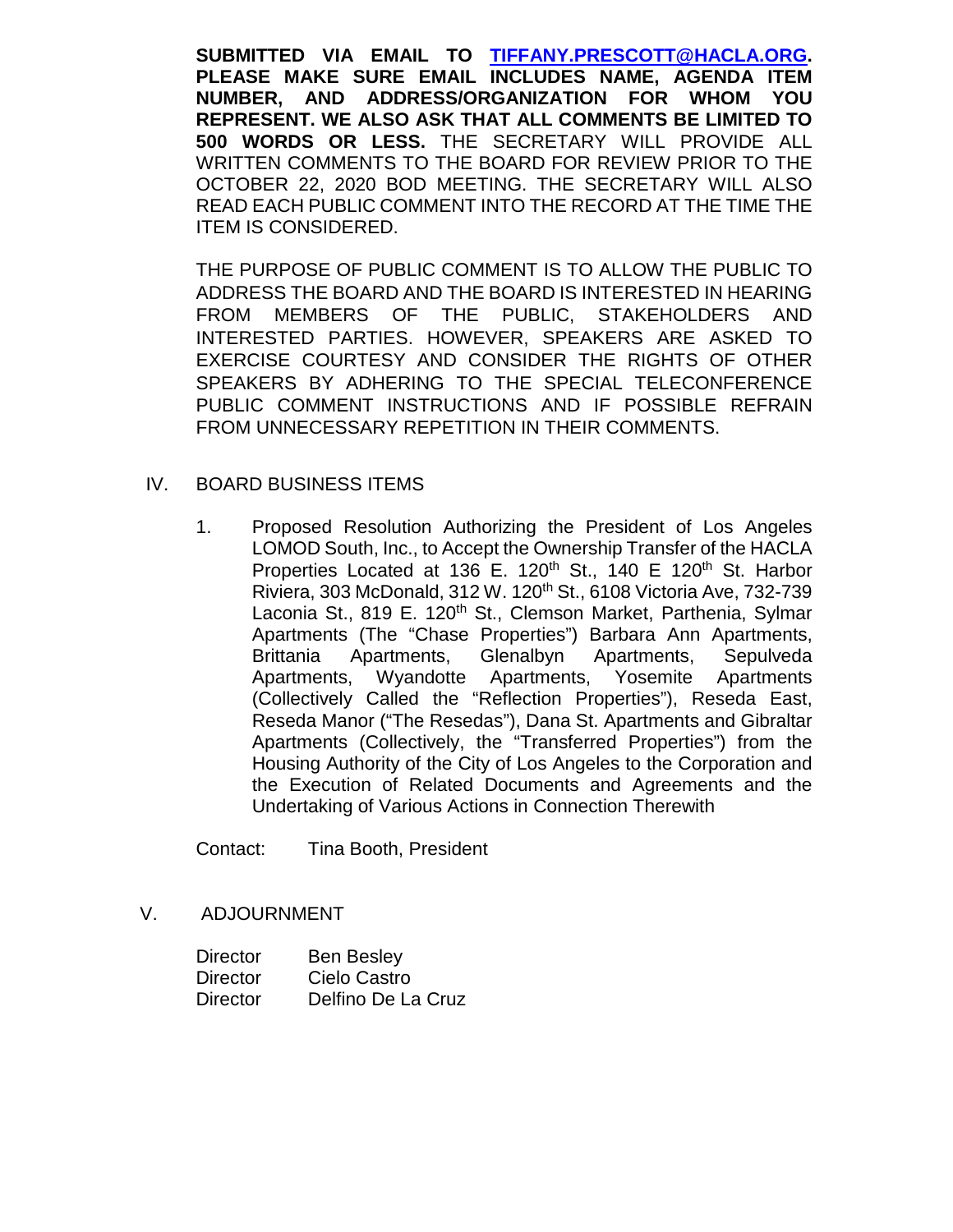**SUBMITTED VIA EMAIL TO [TIFFANY.PRESCOTT@HACLA.ORG](mailto:TIFFANY.PRESCOTT@HACLA.ORG). PLEASE MAKE SURE EMAIL INCLUDES NAME, AGENDA ITEM NUMBER, AND ADDRESS/ORGANIZATION FOR WHOM YOU REPRESENT. WE ALSO ASK THAT ALL COMMENTS BE LIMITED TO 500 WORDS OR LESS.** THE SECRETARY WILL PROVIDE ALL WRITTEN COMMENTS TO THE BOARD FOR REVIEW PRIOR TO THE OCTOBER 22, 2020 BOD MEETING. THE SECRETARY WILL ALSO READ EACH PUBLIC COMMENT INTO THE RECORD AT THE TIME THE ITEM IS CONSIDERED.

THE PURPOSE OF PUBLIC COMMENT IS TO ALLOW THE PUBLIC TO ADDRESS THE BOARD AND THE BOARD IS INTERESTED IN HEARING FROM MEMBERS OF THE PUBLIC, STAKEHOLDERS AND INTERESTED PARTIES. HOWEVER, SPEAKERS ARE ASKED TO EXERCISE COURTESY AND CONSIDER THE RIGHTS OF OTHER SPEAKERS BY ADHERING TO THE SPECIAL TELECONFERENCE PUBLIC COMMENT INSTRUCTIONS AND IF POSSIBLE REFRAIN FROM UNNECESSARY REPETITION IN THEIR COMMENTS.

## IV. BOARD BUSINESS ITEMS

1. Proposed Resolution Authorizing the President of Los Angeles LOMOD South, Inc., to Accept the Ownership Transfer of the HACLA Properties Located at 136 E. 120th St., 140 E 120th St. Harbor Riviera, 303 McDonald, 312 W. 120th St., 6108 Victoria Ave, 732-739 Laconia St., 819 E. 120th St., Clemson Market, Parthenia, Sylmar Apartments (The "Chase Properties") Barbara Ann Apartments, Brittania Apartments, Glenalbyn Apartments, Sepulveda Apartments, Wyandotte Apartments, Yosemite Apartments (Collectively Called the "Reflection Properties"), Reseda East, Reseda Manor ("The Resedas"), Dana St. Apartments and Gibraltar Apartments (Collectively, the "Transferred Properties") from the Housing Authority of the City of Los Angeles to the Corporation and the Execution of Related Documents and Agreements and the Undertaking of Various Actions in Connection Therewith

Contact: Tina Booth, President

## V. ADJOURNMENT

Director Ben Besley
Director Cielo Castro
Director Delfino De La Cruz